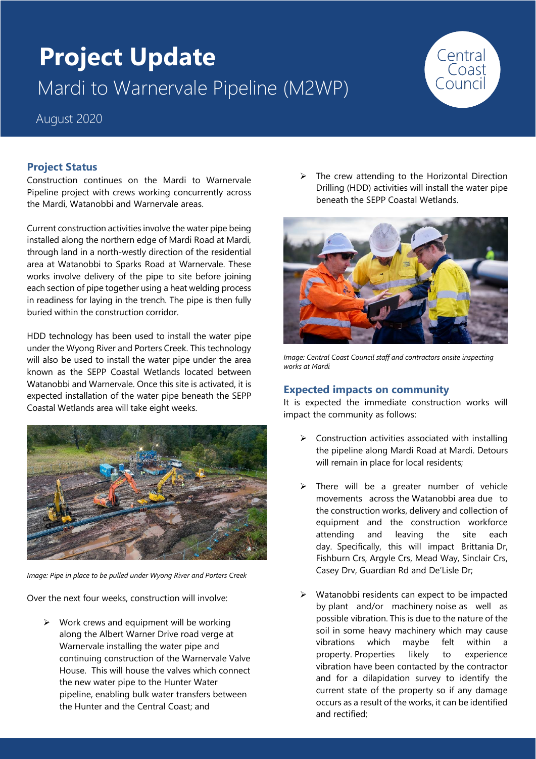# Project Update

## Mardi to Warnervale Pipeline (M2WP)

August 2020

Central Coast Council

## Project Status

Construction continues on the Mardi to Warnervale Pipeline project with crews working concurrently across the Mardi, Watanobbi and Warnervale areas.

Current construction activities involve the water pipe being installed along the northern edge of Mardi Road at Mardi, through land in a north-westly direction of the residential area at Watanobbi to Sparks Road at Warnervale. These works involve delivery of the pipe to site before joining each section of pipe together using a heat welding process in readiness for laying in the trench. The pipe is then fully buried within the construction corridor.

HDD technology has been used to install the water pipe under the Wyong River and Porters Creek. This technology will also be used to install the water pipe under the area known as the SEPP Coastal Wetlands located between Watanobbi and Warnervale. Once this site is activated, it is expected installation of the water pipe beneath the SEPP Coastal Wetlands area will take eight weeks.

*Image: Pipe in place to be pulled under Wyong River and Porters Creek*

Over the next four weeks, construction will involve:

- Work crews and equipment will be working along the Albert Warner Drive road verge at Warnervale installing the water pipe and continuing construction of the Warnervale Valve House. This will house the valves which connect the new water pipe to the Hunter Water pipeline, enabling bulk water transfers between the Hunter and the Central Coast; and
- The crew attending to the Horizontal Direction Drilling (HDD) activities will install the water pipe beneath the SEPP Coastal Wetlands.

*Image: Central Coast Council staff and contractors onsite inspecting works at Mardi*

## Expected impacts on community

It is expected the immediate construction works will impact the community as follows:

- Construction activities associated with installing the pipeline along Mardi Road at Mardi. Detours will remain in place for local residents;
- There will be a greater number of vehicle movements across the Watanobbi area due to the construction works, delivery and collection of equipment and the construction workforce attending and leaving the site each day. Specifically, this will impact Brittania Dr, Fishburn Crs, Argyle Crs, Mead Way, Sinclair Crs, Casey Drv, Guardian Rd and De'Lisle Dr;
- Watanobbi residents can expect to be impacted by plant and/or machinery noise as well as possible vibration. This is due to the nature of the soil in some heavy machinery which may cause vibrations which maybe felt within a property. Properties likely to experience vibration have been contacted by the contractor and for a dilapidation survey to identify the current state of the property so if any damage occurs as a result of the works, it can be identified and rectified;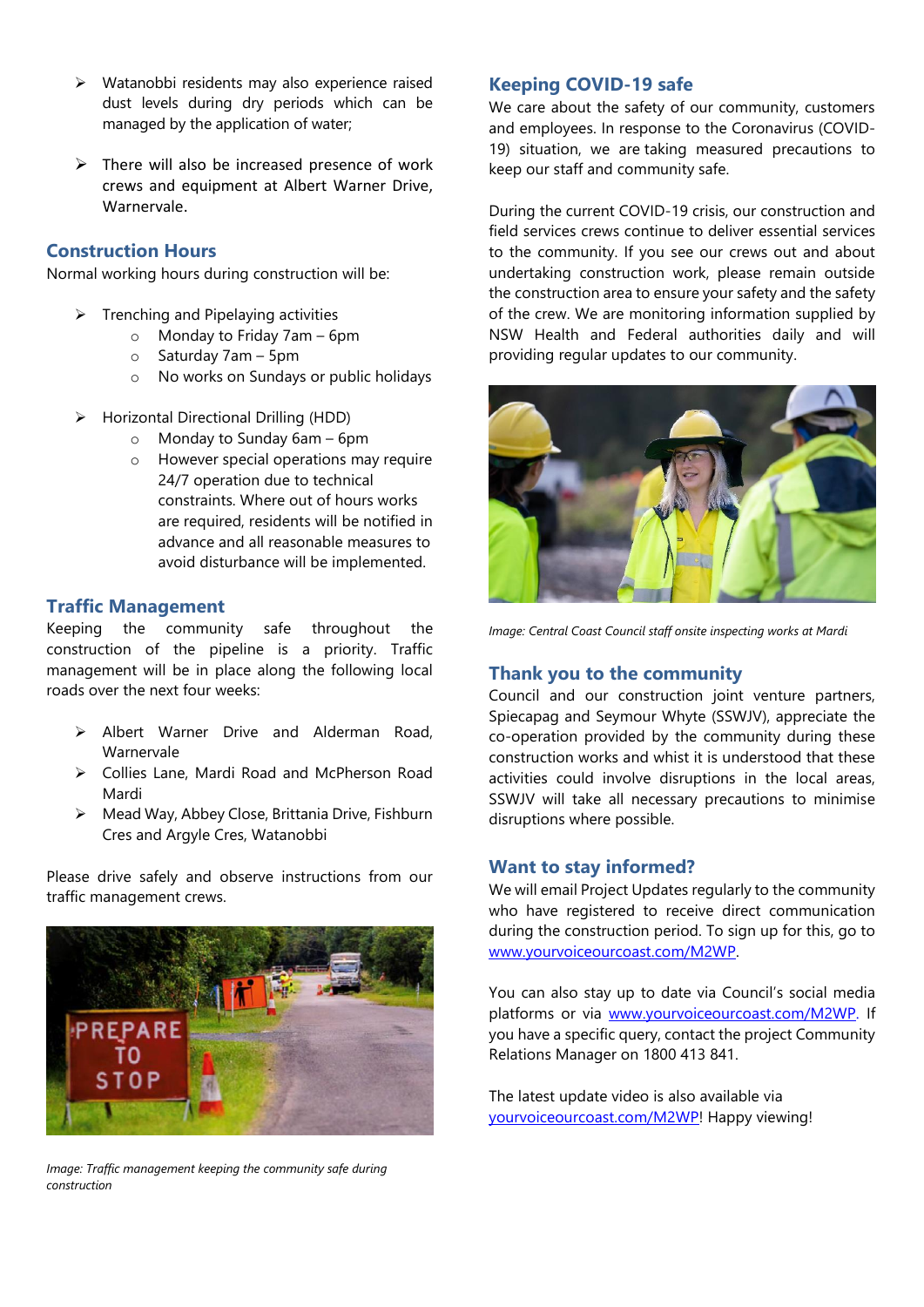- Watanobbi residents may also experience raised dust levels during dry periods which can be managed by the application of water;
- There will also be increased presence of work crews and equipment at Albert Warner Drive, Warnervale.

## Construction Hours

Normal working hours during construction will be:

- Trenching and Pipelaying activities
  - Monday to Friday 7am – 6pm
  - Saturday 7am – 5pm
  - No works on Sundays or public holidays
- Horizontal Directional Drilling (HDD)
  - Monday to Sunday 6am – 6pm
  - However special operations may require 24/7 operation due to technical constraints. Where out of hours works are required, residents will be notified in advance and all reasonable measures to avoid disturbance will be implemented.

## Traffic Management

Keeping the community safe throughout the construction of the pipeline is a priority. Traffic management will be in place along the following local roads over the next four weeks:

- Albert Warner Drive and Alderman Road, Warnervale
- Collies Lane, Mardi Road and McPherson Road Mardi
- Mead Way, Abbey Close, Brittania Drive, Fishburn Cres and Argyle Cres, Watanobbi

Please drive safely and observe instructions from our traffic management crews.

*Image: Traffic management keeping the community safe during construction*

## Keeping COVID-19 safe

We care about the safety of our community, customers and employees. In response to the Coronavirus (COVID-19) situation, we are taking measured precautions to keep our staff and community safe.

During the current COVID-19 crisis, our construction and field services crews continue to deliver essential services to the community. If you see our crews out and about undertaking construction work, please remain outside the construction area to ensure your safety and the safety of the crew. We are monitoring information supplied by NSW Health and Federal authorities daily and will providing regular updates to our community.

*Image: Central Coast Council staff onsite inspecting works at Mardi*

## Thank you to the community

Council and our construction joint venture partners, Spiecapag and Seymour Whyte (SSWJV), appreciate the co-operation provided by the community during these construction works and whist it is understood that these activities could involve disruptions in the local areas, SSWJV will take all necessary precautions to minimise disruptions where possible.

## Want to stay informed?

We will email Project Updates regularly to the community who have registered to receive direct communication during the construction period. To sign up for this, go to www.yourvoiceourcoast.com/M2WP.

You can also stay up to date via Council's social media platforms or via www.yourvoiceourcoast.com/M2WP. If you have a specific query, contact the project Community Relations Manager on 1800 413 841.

The latest update video is also available via yourvoiceourcoast.com/M2WP! Happy viewing!